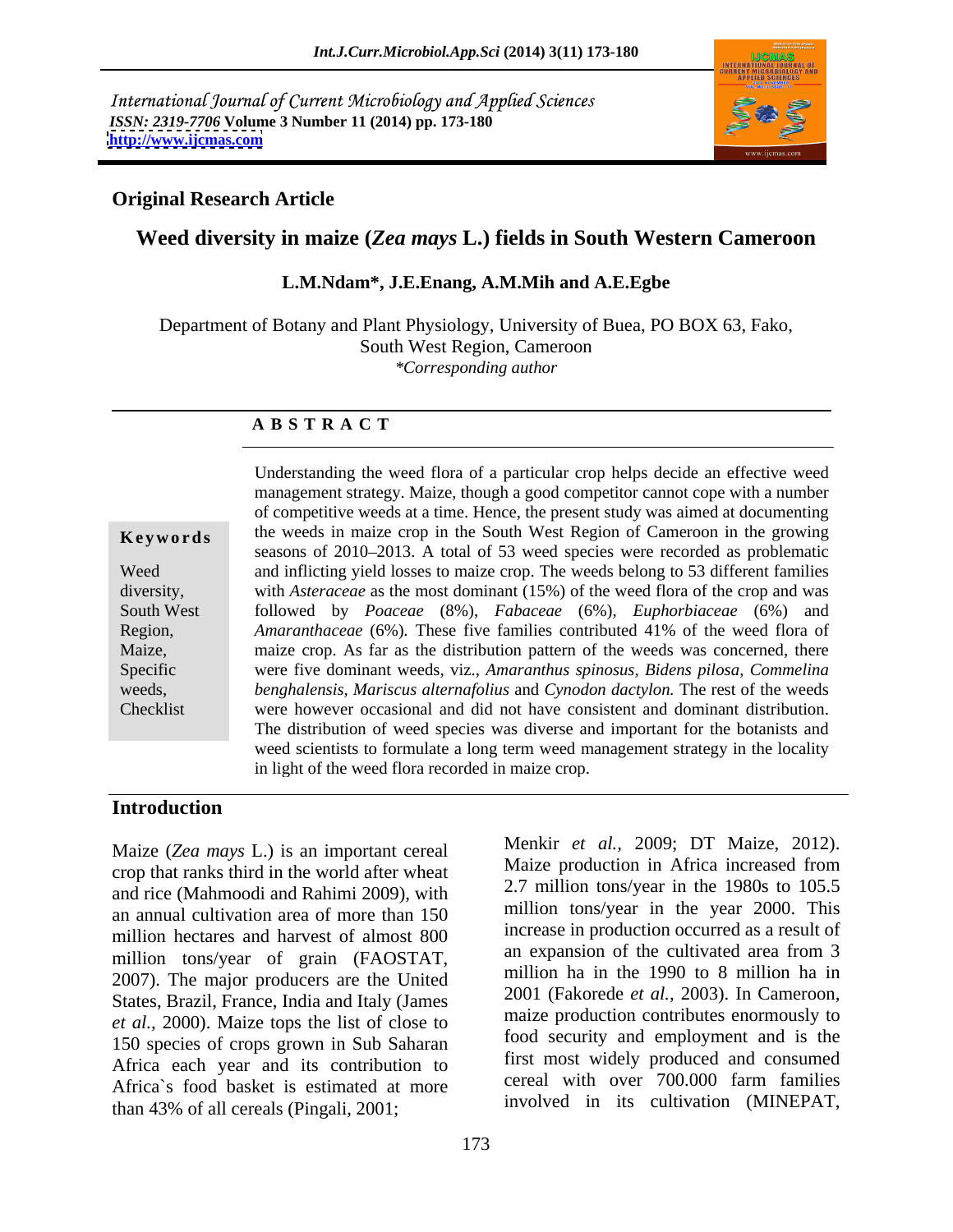International Journal of Current Microbiology and Applied Sciences
*ISSN: 2319-7706* **Volume 3 Number 11 (2014) pp. 173-180**
**http://www.ijcmas.com**

**Original Research Article**

# Weed diversity in maize (*Zea mays* L.) fields in South Western Cameroon

**L.M.Ndam\*, J.E.Enang, A.M.Mih and A.E.Egbe**

Department of Botany and Plant Physiology, University of Buea, PO BOX 63, Fako, South West Region, Cameroon
*\*Corresponding author*

## A B S T R A C T

**Keywords**

Weed diversity, South West Region, Maize, Specific weeds, Checklist

Understanding the weed flora of a particular crop helps decide an effective weed management strategy. Maize, though a good competitor cannot cope with a number of competitive weeds at a time. Hence, the present study was aimed at documenting the weeds in maize crop in the South West Region of Cameroon in the growing seasons of 2010–2013. A total of 53 weed species were recorded as problematic and inflicting yield losses to maize crop. The weeds belong to 53 different families with *Asteraceae* as the most dominant (15%) of the weed flora of the crop and was followed by *Poaceae* (8%), *Fabaceae* (6%), *Euphorbiaceae* (6%) and *Amaranthaceae* (6%). These five families contributed 41% of the weed flora of maize crop. As far as the distribution pattern of the weeds was concerned, there were five dominant weeds, viz., *Amaranthus spinosus*, *Bidens pilosa, Commelina benghalensis, Mariscus alternafolius* and *Cynodon dactylon.* The rest of the weeds were however occasional and did not have consistent and dominant distribution. The distribution of weed species was diverse and important for the botanists and weed scientists to formulate a long term weed management strategy in the locality in light of the weed flora recorded in maize crop.

## Introduction

Maize (*Zea mays* L.) is an important cereal crop that ranks third in the world after wheat and rice (Mahmoodi and Rahimi 2009), with an annual cultivation area of more than 150 million hectares and harvest of almost 800 million tons/year of grain (FAOSTAT, 2007). The major producers are the United States, Brazil, France, India and Italy (James *et al.,* 2000). Maize tops the list of close to 150 species of crops grown in Sub Saharan Africa each year and its contribution to Africa`s food basket is estimated at more than 43% of all cereals (Pingali, 2001; Menkir *et al.,* 2009; DT Maize, 2012). Maize production in Africa increased from 2.7 million tons/year in the 1980s to 105.5 million tons/year in the year 2000. This increase in production occurred as a result of an expansion of the cultivated area from 3 million ha in the 1990 to 8 million ha in 2001 (Fakorede *et al.,* 2003). In Cameroon, maize production contributes enormously to food security and employment and is the first most widely produced and consumed cereal with over 700.000 farm families involved in its cultivation (MINEPAT,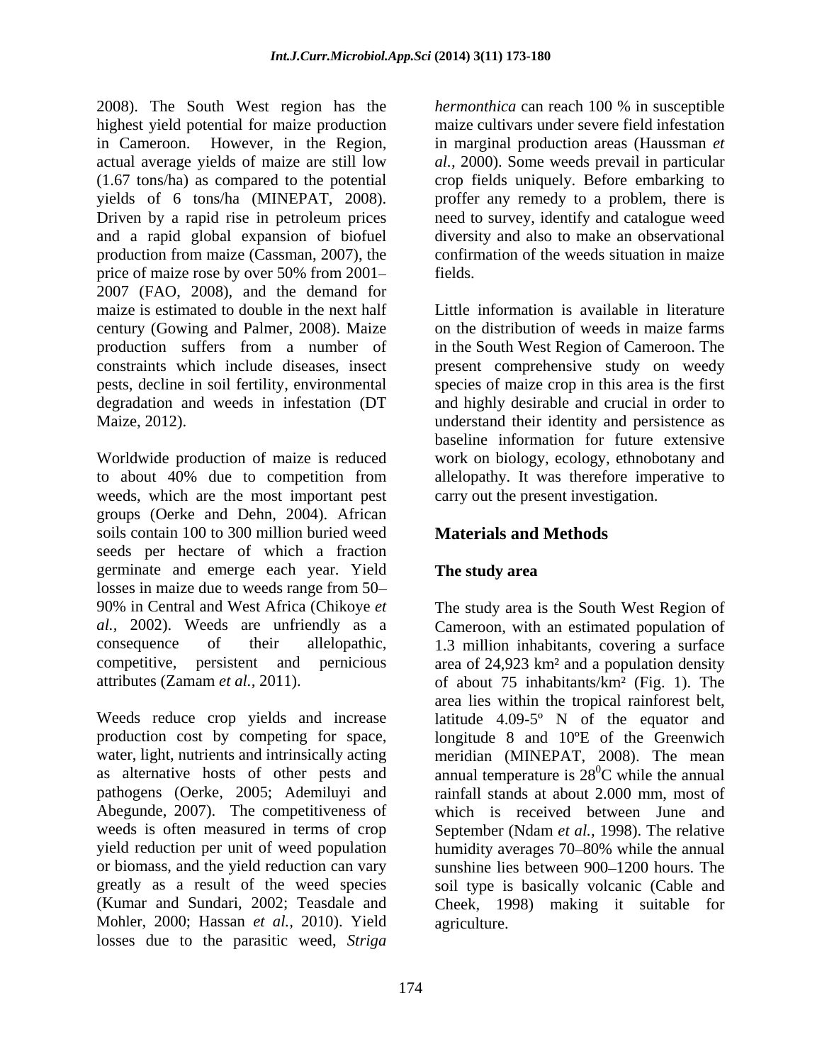2008). The South West region has the highest yield potential for maize production in Cameroon. However, in the Region, actual average yields of maize are still low (1.67 tons/ha) as compared to the potential yields of 6 tons/ha (MINEPAT, 2008). Driven by a rapid rise in petroleum prices and a rapid global expansion of biofuel production from maize (Cassman, 2007), the price of maize rose by over 50% from 2001–2007 (FAO, 2008), and the demand for maize is estimated to double in the next half century (Gowing and Palmer, 2008). Maize production suffers from a number of constraints which include diseases, insect pests, decline in soil fertility, environmental degradation and weeds in infestation (DT Maize, 2012).

Worldwide production of maize is reduced to about 40% due to competition from weeds, which are the most important pest groups (Oerke and Dehn, 2004). African soils contain 100 to 300 million buried weed seeds per hectare of which a fraction germinate and emerge each year. Yield losses in maize due to weeds range from 50–90% in Central and West Africa (Chikoye *et al.,* 2002). Weeds are unfriendly as a consequence of their allelopathic, competitive, persistent and pernicious attributes (Zamam *et al.,* 2011).

Weeds reduce crop yields and increase production cost by competing for space, water, light, nutrients and intrinsically acting as alternative hosts of other pests and pathogens (Oerke, 2005; Ademiluyi and Abegunde, 2007). The competitiveness of weeds is often measured in terms of crop yield reduction per unit of weed population or biomass, and the yield reduction can vary greatly as a result of the weed species (Kumar and Sundari, 2002; Teasdale and Mohler, 2000; Hassan *et al.,* 2010). Yield losses due to the parasitic weed, *Striga hermonthica* can reach 100 % in susceptible maize cultivars under severe field infestation in marginal production areas (Haussman *et al.,* 2000). Some weeds prevail in particular crop fields uniquely. Before embarking to proffer any remedy to a problem, there is need to survey, identify and catalogue weed diversity and also to make an observational confirmation of the weeds situation in maize fields.

Little information is available in literature on the distribution of weeds in maize farms in the South West Region of Cameroon. The present comprehensive study on weedy species of maize crop in this area is the first and highly desirable and crucial in order to understand their identity and persistence as baseline information for future extensive work on biology, ecology, ethnobotany and allelopathy. It was therefore imperative to carry out the present investigation.

## Materials and Methods

### The study area

The study area is the South West Region of Cameroon, with an estimated population of 1.3 million inhabitants, covering a surface area of 24,923 km² and a population density of about 75 inhabitants/km² (Fig. 1). The area lies within the tropical rainforest belt, latitude 4.09-5º N of the equator and longitude 8 and 10ºE of the Greenwich meridian (MINEPAT, 2008). The mean annual temperature is $28^0$C while the annual rainfall stands at about 2.000 mm, most of which is received between June and September (Ndam *et al.,* 1998). The relative humidity averages 70–80% while the annual sunshine lies between 900–1200 hours. The soil type is basically volcanic (Cable and Cheek, 1998) making it suitable for agriculture.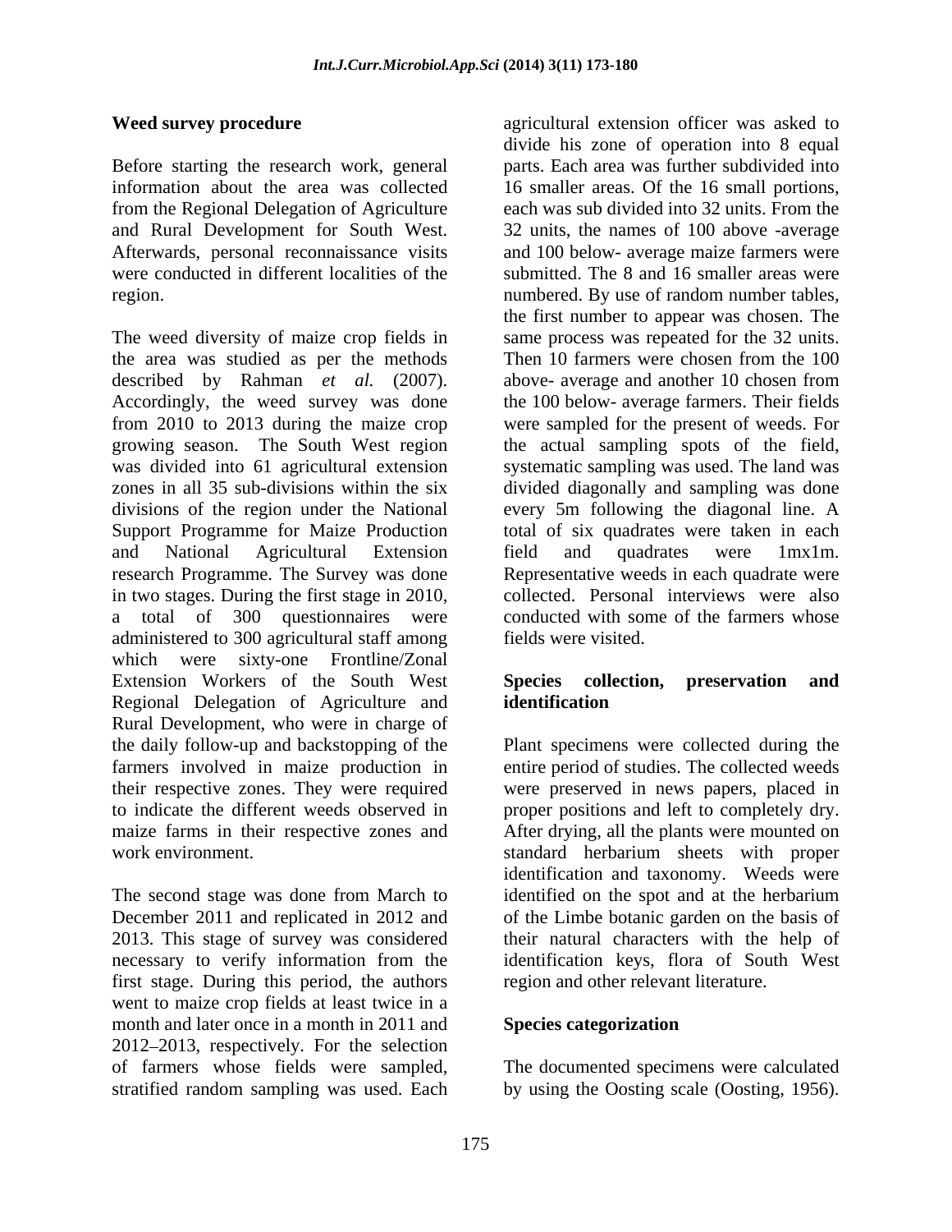**Weed survey procedure**

Before starting the research work, general information about the area was collected from the Regional Delegation of Agriculture and Rural Development for South West. Afterwards, personal reconnaissance visits were conducted in different localities of the region.

The weed diversity of maize crop fields in the area was studied as per the methods described by Rahman *et al.* (2007). Accordingly, the weed survey was done from 2010 to 2013 during the maize crop growing season. The South West region was divided into 61 agricultural extension zones in all 35 sub-divisions within the six divisions of the region under the National Support Programme for Maize Production and National Agricultural Extension research Programme. The Survey was done in two stages. During the first stage in 2010, a total of 300 questionnaires were administered to 300 agricultural staff among which were sixty-one Frontline/Zonal Extension Workers of the South West Regional Delegation of Agriculture and Rural Development, who were in charge of the daily follow-up and backstopping of the farmers involved in maize production in their respective zones. They were required to indicate the different weeds observed in maize farms in their respective zones and work environment.

The second stage was done from March to December 2011 and replicated in 2012 and 2013. This stage of survey was considered necessary to verify information from the first stage. During this period, the authors went to maize crop fields at least twice in a month and later once in a month in 2011 and 2012–2013, respectively. For the selection of farmers whose fields were sampled, stratified random sampling was used. Each agricultural extension officer was asked to divide his zone of operation into 8 equal parts. Each area was further subdivided into 16 smaller areas. Of the 16 small portions, each was sub divided into 32 units. From the 32 units, the names of 100 above -average and 100 below- average maize farmers were submitted. The 8 and 16 smaller areas were numbered. By use of random number tables, the first number to appear was chosen. The same process was repeated for the 32 units. Then 10 farmers were chosen from the 100 above- average and another 10 chosen from the 100 below- average farmers. Their fields were sampled for the present of weeds. For the actual sampling spots of the field, systematic sampling was used. The land was divided diagonally and sampling was done every 5m following the diagonal line. A total of six quadrates were taken in each field and quadrates were 1mx1m. Representative weeds in each quadrate were collected. Personal interviews were also conducted with some of the farmers whose fields were visited.

**Species collection, preservation and identification**

Plant specimens were collected during the entire period of studies. The collected weeds were preserved in news papers, placed in proper positions and left to completely dry. After drying, all the plants were mounted on standard herbarium sheets with proper identification and taxonomy. Weeds were identified on the spot and at the herbarium of the Limbe botanic garden on the basis of their natural characters with the help of identification keys, flora of South West region and other relevant literature.

**Species categorization**

The documented specimens were calculated by using the Oosting scale (Oosting, 1956).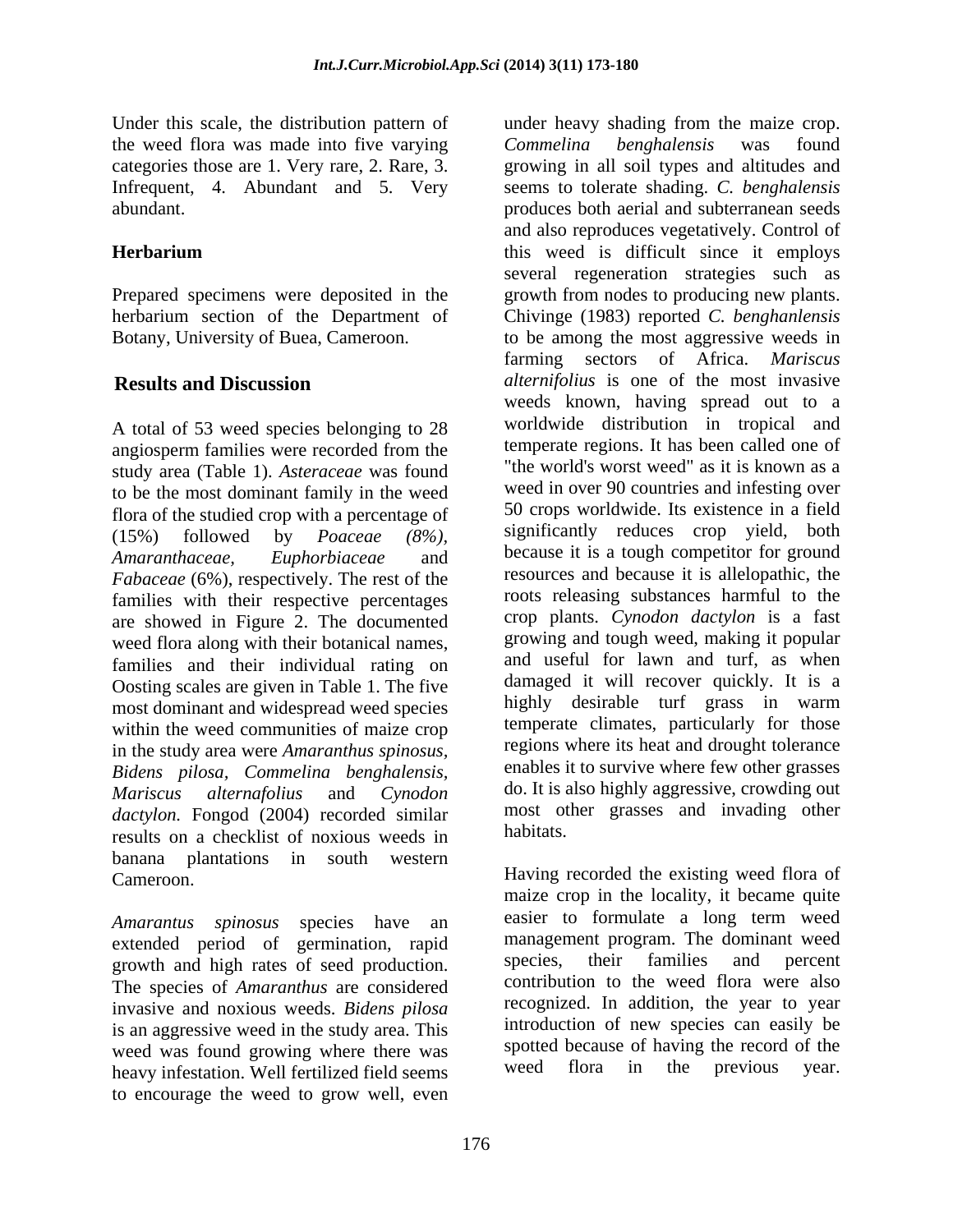Under this scale, the distribution pattern of the weed flora was made into five varying categories those are 1. Very rare, 2. Rare, 3. Infrequent, 4. Abundant and 5. Very abundant.

### Herbarium

Prepared specimens were deposited in the herbarium section of the Department of Botany, University of Buea, Cameroon.

## Results and Discussion

A total of 53 weed species belonging to 28 angiosperm families were recorded from the study area (Table 1). *Asteraceae* was found to be the most dominant family in the weed flora of the studied crop with a percentage of (15%) followed by *Poaceae (8%), Amaranthaceae*, *Euphorbiaceae* and *Fabaceae* (6%), respectively. The rest of the families with their respective percentages are showed in Figure 2. The documented weed flora along with their botanical names, families and their individual rating on Oosting scales are given in Table 1. The five most dominant and widespread weed species within the weed communities of maize crop in the study area were *Amaranthus spinosus, Bidens pilosa, Commelina benghalensis, Mariscus alternafolius* and *Cynodon dactylon.* Fongod (2004) recorded similar results on a checklist of noxious weeds in banana plantations in south western Cameroon.

*Amarantus spinosus* species have an extended period of germination, rapid growth and high rates of seed production. The species of *Amaranthus* are considered invasive and noxious weeds. *Bidens pilosa* is an aggressive weed in the study area. This weed was found growing where there was heavy infestation. Well fertilized field seems to encourage the weed to grow well, even under heavy shading from the maize crop. *Commelina benghalensis* was found growing in all soil types and altitudes and seems to tolerate shading. *C. benghalensis* produces both aerial and subterranean seeds and also reproduces vegetatively. Control of this weed is difficult since it employs several regeneration strategies such as growth from nodes to producing new plants. Chivinge (1983) reported *C. benghanlensis* to be among the most aggressive weeds in farming sectors of Africa. *Mariscus alternifolius* is one of the most invasive weeds known, having spread out to a worldwide distribution in tropical and temperate regions. It has been called one of "the world's worst weed" as it is known as a weed in over 90 countries and infesting over 50 crops worldwide. Its existence in a field significantly reduces crop yield, both because it is a tough competitor for ground resources and because it is allelopathic, the roots releasing substances harmful to the crop plants. *Cynodon dactylon* is a fast growing and tough weed, making it popular and useful for lawn and turf, as when damaged it will recover quickly. It is a highly desirable turf grass in warm temperate climates, particularly for those regions where its heat and drought tolerance enables it to survive where few other grasses do. It is also highly aggressive, crowding out most other grasses and invading other habitats.

Having recorded the existing weed flora of maize crop in the locality, it became quite easier to formulate a long term weed management program. The dominant weed species, their families and percent contribution to the weed flora were also recognized. In addition, the year to year introduction of new species can easily be spotted because of having the record of the weed flora in the previous year.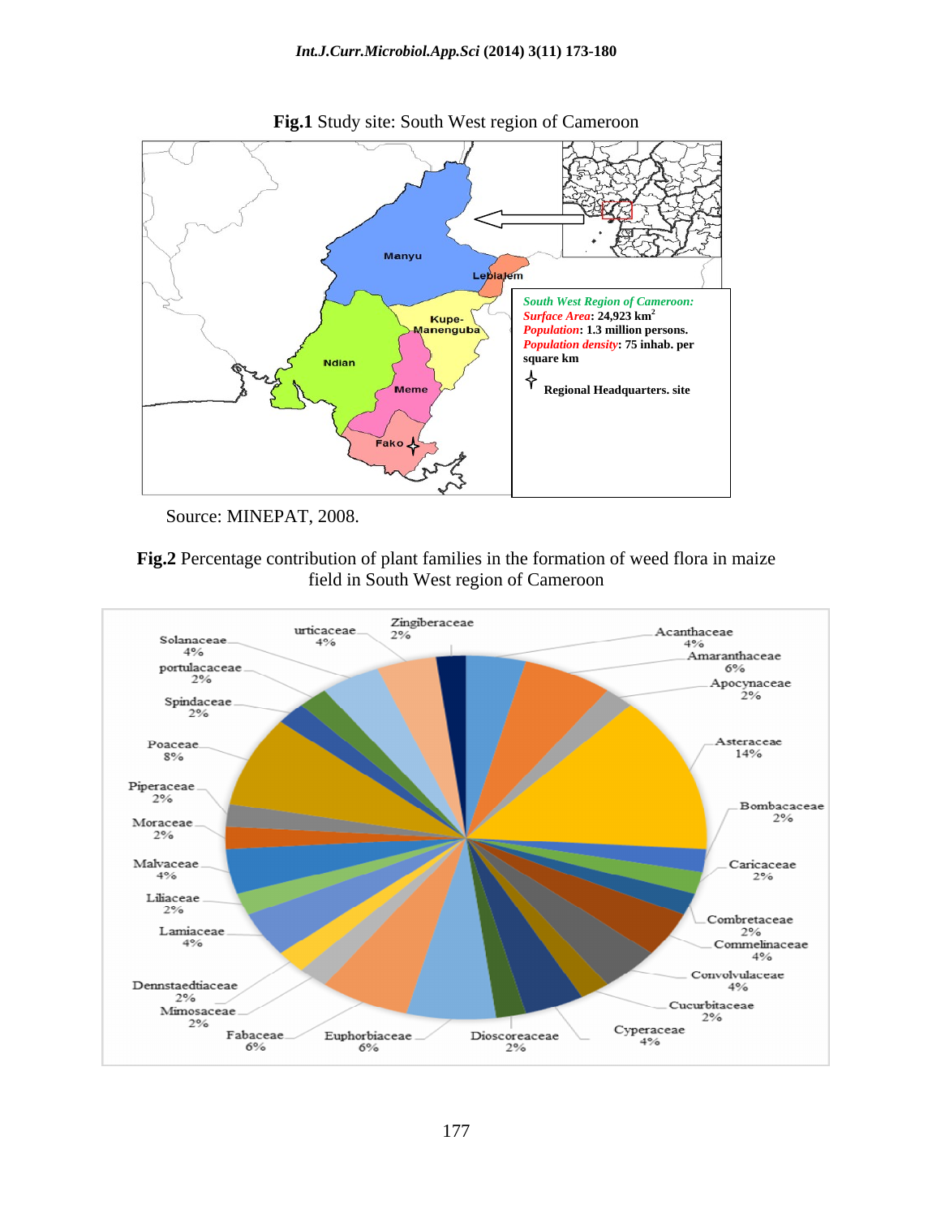**Fig.1** Study site: South West region of Cameroon

Source: MINEPAT, 2008.

**Fig.2** Percentage contribution of plant families in the formation of weed flora in maize field in South West region of Cameroon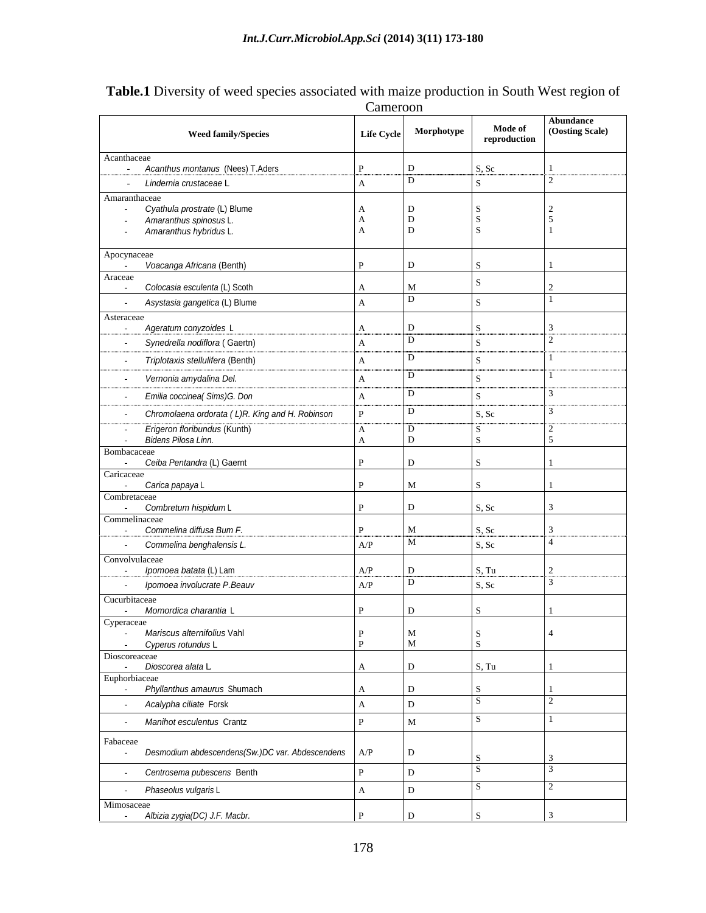**Table.1** Diversity of weed species associated with maize production in South West region of Cameroon

| Weed family/Species | Life Cycle | Morphotype | Mode of reproduction | Abundance (Oosting Scale) |
|---|---|---|---|---|
| Acanthaceae | | | | |
| - *Acanthus montanus* (Nees) T.Aders | P | D | S, Sc | 1 |
| - *Lindernia crustaceae* L | A | D | S | 2 |
| Amaranthaceae | | | | |
| - *Cyathula prostrate* (L) Blume | A | D | S | 2 |
| - *Amaranthus spinosus* L. | A | D | S | 5 |
| - *Amaranthus hybridus* L. | A | D | S | 1 |
| Apocynaceae | | | | |
| - *Voacanga Africana* (Benth) | P | D | S | 1 |
| Araceae | | | | |
| - *Colocasia esculenta* (L) Scoth | A | M | S | 2 |
| - *Asystasia gangetica* (L) Blume | A | D | S | 1 |
| Asteraceae | | | | |
| - *Ageratum conyzoides* L | A | D | S | 3 |
| - *Synedrella nodiflora* ( Gaertn) | A | D | S | 2 |
| - *Triplotaxis stellulifera* (Benth) | A | D | S | 1 |
| - *Vernonia amydalina Del.* | A | D | S | 1 |
| - *Emilia coccinea( Sims)G. Don* | A | D | S | 3 |
| - *Chromolaena ordorata ( L)R. King and H. Robinson* | P | D | S, Sc | 3 |
| - *Erigeron floribundus* (Kunth) | A | D | S | 2 |
| - *Bidens Pilosa Linn.* | A | D | S | 5 |
| Bombacaceae | | | | |
| - *Ceiba Pentandra* (L) Gaernt | P | D | S | 1 |
| Caricaceae | | | | |
| - *Carica papaya* L | P | M | S | 1 |
| Combretaceae | | | | |
| - *Combretum hispidum* L | P | D | S, Sc | 3 |
| Commelinaceae | | | | |
| - *Commelina diffusa Bum F.* | P | M | S, Sc | 3 |
| - *Commelina benghalensis L.* | A/P | M | S, Sc | 4 |
| Convolvulaceae | | | | |
| - *Ipomoea batata* (L) Lam | A/P | D | S, Tu | 2 |
| - *Ipomoea involucrate P.Beauv* | A/P | D | S, Sc | 3 |
| Cucurbitaceae | | | | |
| - *Momordica charantia* L | P | D | S | 1 |
| Cyperaceae | | | | |
| - *Mariscus alternifolius* Vahl | P | M | S | 4 |
| - *Cyperus rotundus* L | P | M | S | |
| Dioscoreaceae | | | | |
| - *Dioscorea alata* L | A | D | S, Tu | 1 |
| Euphorbiaceae | | | | |
| - *Phyllanthus amaurus* Shumach | A | D | S | 1 |
| - *Acalypha ciliate* Forsk | A | D | S | 2 |
| - *Manihot esculentus* Crantz | P | M | S | 1 |
| Fabaceae | | | | |
| - *Desmodium abdescendens(Sw.)DC var. Abdescendens* | A/P | D | S | 3 |
| - *Centrosema pubescens* Benth | P | D | S | 3 |
| - *Phaseolus vulgaris* L | A | D | S | 2 |
| Mimosaceae | | | | |
| - *Albizia zygia(DC) J.F. Macbr.* | P | D | S | 3 |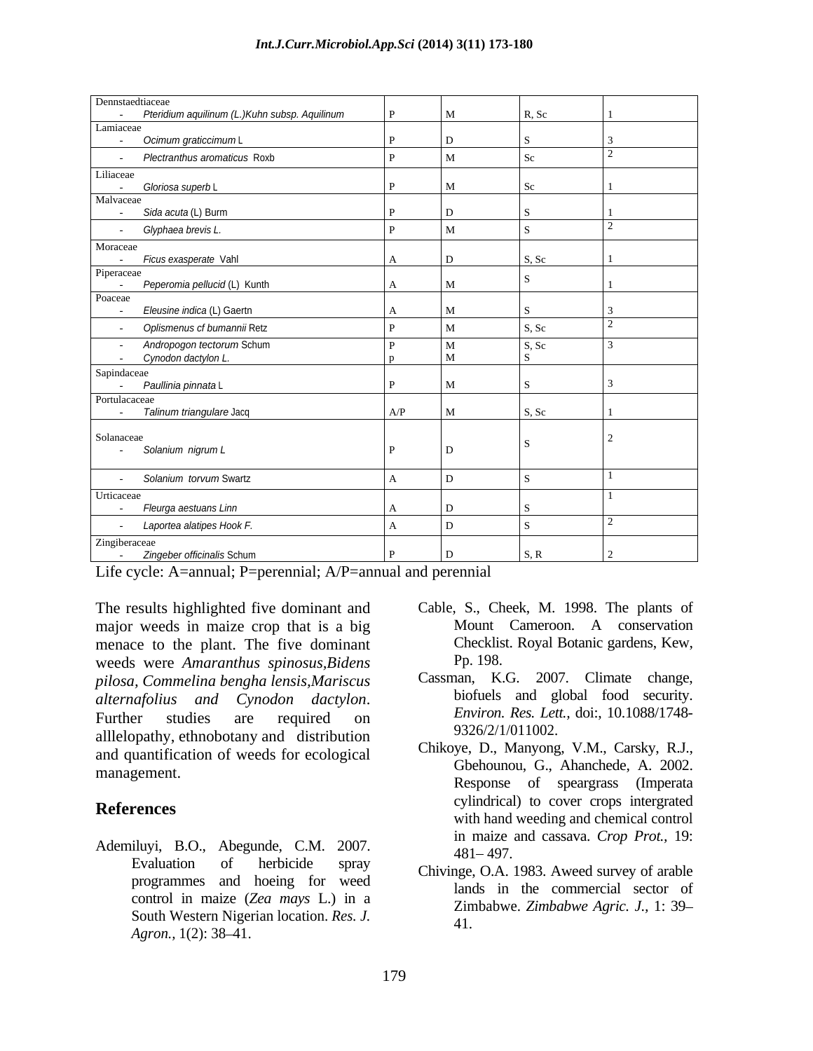| | | | | |
|---|---|---|---|---|
| Dennstaedtiaceae | | | | |
| - *Pteridium aquilinum (L.)Kuhn subsp. Aquilinum* | P | M | R, Sc | 1 |
| Lamiaceae | | | | |
| - *Ocimum graticcimum* L | P | D | S | 3 |
| - *Plectranthus aromaticus* Roxb | P | M | Sc | 2 |
| Liliaceae | | | | |
| - *Gloriosa superb* L | P | M | Sc | 1 |
| Malvaceae | | | | |
| - *Sida acuta* (L) Burm | P | D | S | 1 |
| - *Glyphaea brevis L.* | P | M | S | 2 |
| Moraceae | | | | |
| - *Ficus exasperate* Vahl | A | D | S, Sc | 1 |
| Piperaceae | | | | |
| - *Peperomia pellucid* (L) Kunth | A | M | S | 1 |
| Poaceae | | | | |
| - *Eleusine indica* (L) Gaertn | A | M | S | 3 |
| - *Oplismenus cf bumannii* Retz | P | M | S, Sc | 2 |
| - *Andropogon tectorum* Schum | P | M | S, Sc | 3 |
| - *Cynodon dactylon L.* | p | M | S | |
| Sapindaceae | | | | |
| - *Paullinia pinnata* L | P | M | S | 3 |
| Portulacaceae | | | | |
| - *Talinum triangulare* Jacq | A/P | M | S, Sc | 1 |
| Solanaceae | | | | |
| - *Solanium nigrum L* | P | D | S | 2 |
| - *Solanium torvum* Swartz | A | D | S | 1 |
| Urticaceae | | | | |
| - *Fleurga aestuans Linn* | A | D | S | 1 |
| - *Laportea alatipes Hook F.* | A | D | S | 2 |
| Zingiberaceae | | | | |
| - *Zingeber officinalis* Schum | P | D | S, R | 2 |

Life cycle: A=annual; P=perennial; A/P=annual and perennial

The results highlighted five dominant and major weeds in maize crop that is a big menace to the plant. The five dominant weeds were *Amaranthus spinosus,Bidens pilosa*, *Commelina bengha lensis,Mariscus alternafolius and Cynodon dactylon*. Further studies are required on alllelopathy, ethnobotany and distribution and quantification of weeds for ecological management.

## References

Ademiluyi, B.O., Abegunde, C.M. 2007. Evaluation of herbicide spray programmes and hoeing for weed control in maize (*Zea mays* L.) in a South Western Nigerian location. *Res. J. Agron.*, 1(2): 38–41.

Cable, S., Cheek, M. 1998. The plants of Mount Cameroon. A conservation Checklist. Royal Botanic gardens, Kew, Pp. 198.

Cassman, K.G. 2007. Climate change, biofuels and global food security. *Environ. Res. Lett.*, doi:, 10.1088/1748-9326/2/1/011002.

Chikoye, D., Manyong, V.M., Carsky, R.J., Gbehounou, G., Ahanchede, A. 2002. Response of speargrass (Imperata cylindrical) to cover crops intergrated with hand weeding and chemical control in maize and cassava. *Crop Prot.*, 19: 481– 497.

Chivinge, O.A. 1983. Aweed survey of arable lands in the commercial sector of Zimbabwe. *Zimbabwe Agric. J.*, 1: 39–41.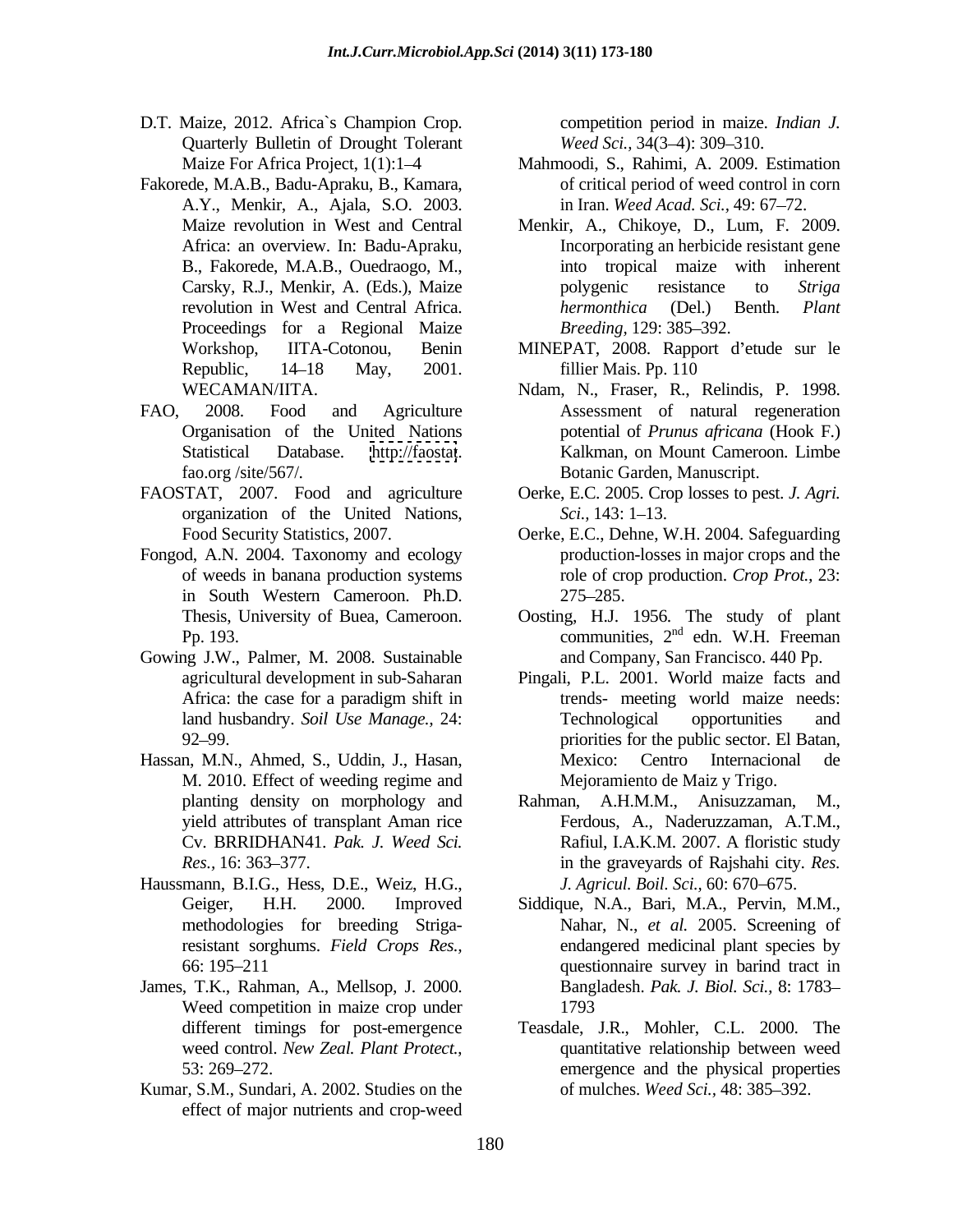D.T. Maize, 2012. Africa`s Champion Crop. Quarterly Bulletin of Drought Tolerant Maize For Africa Project, 1(1):1–4

Fakorede, M.A.B., Badu-Apraku, B., Kamara, A.Y., Menkir, A., Ajala, S.O. 2003. Maize revolution in West and Central Africa: an overview. In: Badu-Apraku, B., Fakorede, M.A.B., Ouedraogo, M., Carsky, R.J., Menkir, A. (Eds.), Maize revolution in West and Central Africa. Proceedings for a Regional Maize Workshop, IITA-Cotonou, Benin Republic, 14–18 May, 2001. WECAMAN/IITA.

FAO, 2008. Food and Agriculture Organisation of the United Nations Statistical Database. http://faostat.fao.org /site/567/.

FAOSTAT, 2007. Food and agriculture organization of the United Nations, Food Security Statistics, 2007.

Fongod, A.N. 2004. Taxonomy and ecology of weeds in banana production systems in South Western Cameroon. Ph.D. Thesis, University of Buea, Cameroon. Pp. 193.

Gowing J.W., Palmer, M. 2008. Sustainable agricultural development in sub-Saharan Africa: the case for a paradigm shift in land husbandry. *Soil Use Manage.,* 24: 92–99.

Hassan, M.N., Ahmed, S., Uddin, J., Hasan, M. 2010. Effect of weeding regime and planting density on morphology and yield attributes of transplant Aman rice Cv. BRRIDHAN41. *Pak. J. Weed Sci. Res.,* 16: 363–377.

Haussmann, B.I.G., Hess, D.E., Weiz, H.G., Geiger, H.H. 2000. Improved methodologies for breeding Striga-resistant sorghums. *Field Crops Res.,* 66: 195–211

James, T.K., Rahman, A., Mellsop, J. 2000. Weed competition in maize crop under different timings for post-emergence weed control. *New Zeal. Plant Protect.,* 53: 269–272.

Kumar, S.M., Sundari, A. 2002. Studies on the effect of major nutrients and crop-weed competition period in maize. *Indian J. Weed Sci.,* 34(3–4): 309–310.

Mahmoodi, S., Rahimi, A. 2009. Estimation of critical period of weed control in corn in Iran. *Weed Acad. Sci.,* 49: 67–72.

Menkir, A., Chikoye, D., Lum, F. 2009. Incorporating an herbicide resistant gene into tropical maize with inherent polygenic resistance to *Striga hermonthica* (Del.) Benth. *Plant Breeding,* 129: 385–392.

MINEPAT, 2008. Rapport d'etude sur le fillier Mais. Pp. 110

Ndam, N., Fraser, R., Relindis, P. 1998. Assessment of natural regeneration potential of *Prunus africana* (Hook F.) Kalkman, on Mount Cameroon. Limbe Botanic Garden, Manuscript.

Oerke, E.C. 2005. Crop losses to pest. *J. Agri. Sci.,* 143: 1–13.

Oerke, E.C., Dehne, W.H. 2004. Safeguarding production-losses in major crops and the role of crop production. *Crop Prot.,* 23: 275–285.

Oosting, H.J. 1956. The study of plant communities, 2nd edn. W.H. Freeman and Company, San Francisco. 440 Pp.

Pingali, P.L. 2001. World maize facts and trends- meeting world maize needs: Technological opportunities and priorities for the public sector. El Batan, Mexico: Centro Internacional de Mejoramiento de Maiz y Trigo.

Rahman, A.H.M.M., Anisuzzaman, M., Ferdous, A., Naderuzzaman, A.T.M., Rafiul, I.A.K.M. 2007. A floristic study in the graveyards of Rajshahi city. *Res. J. Agricul. Boil. Sci.,* 60: 670–675.

Siddique, N.A., Bari, M.A., Pervin, M.M., Nahar, N., *et al.* 2005. Screening of endangered medicinal plant species by questionnaire survey in barind tract in Bangladesh. *Pak. J. Biol. Sci.,* 8: 1783–1793

Teasdale, J.R., Mohler, C.L. 2000. The quantitative relationship between weed emergence and the physical properties of mulches. *Weed Sci.,* 48: 385–392.